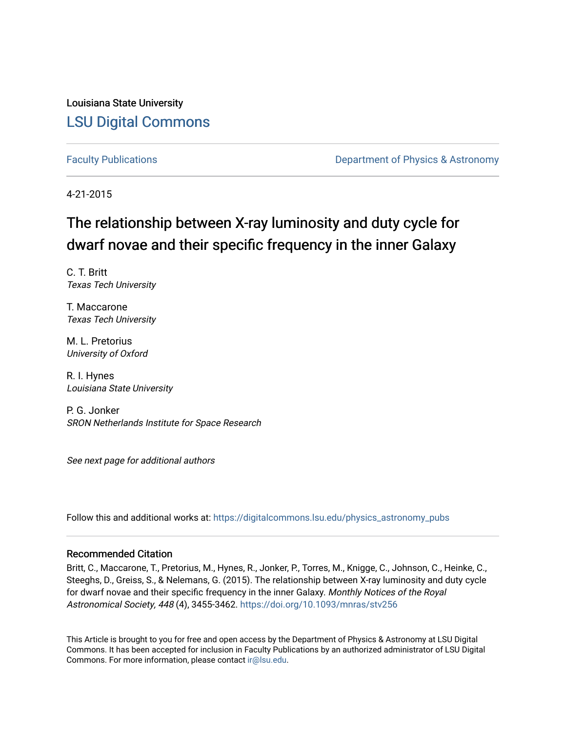Louisiana State University

# LSU Digital Commons

Faculty Publications

Department of Physics & Astronomy

4-21-2015

# The relationship between X-ray luminosity and duty cycle for dwarf novae and their specific frequency in the inner Galaxy

C. T. Britt
*Texas Tech University*

T. Maccarone
*Texas Tech University*

M. L. Pretorius
*University of Oxford*

R. I. Hynes
*Louisiana State University*

P. G. Jonker
*SRON Netherlands Institute for Space Research*

*See next page for additional authors*

Follow this and additional works at: https://digitalcommons.lsu.edu/physics_astronomy_pubs

## Recommended Citation

Britt, C., Maccarone, T., Pretorius, M., Hynes, R., Jonker, P., Torres, M., Knigge, C., Johnson, C., Heinke, C., Steeghs, D., Greiss, S., & Nelemans, G. (2015). The relationship between X-ray luminosity and duty cycle for dwarf novae and their specific frequency in the inner Galaxy. *Monthly Notices of the Royal Astronomical Society, 448* (4), 3455-3462. https://doi.org/10.1093/mnras/stv256

This Article is brought to you for free and open access by the Department of Physics & Astronomy at LSU Digital Commons. It has been accepted for inclusion in Faculty Publications by an authorized administrator of LSU Digital Commons. For more information, please contact ir@lsu.edu.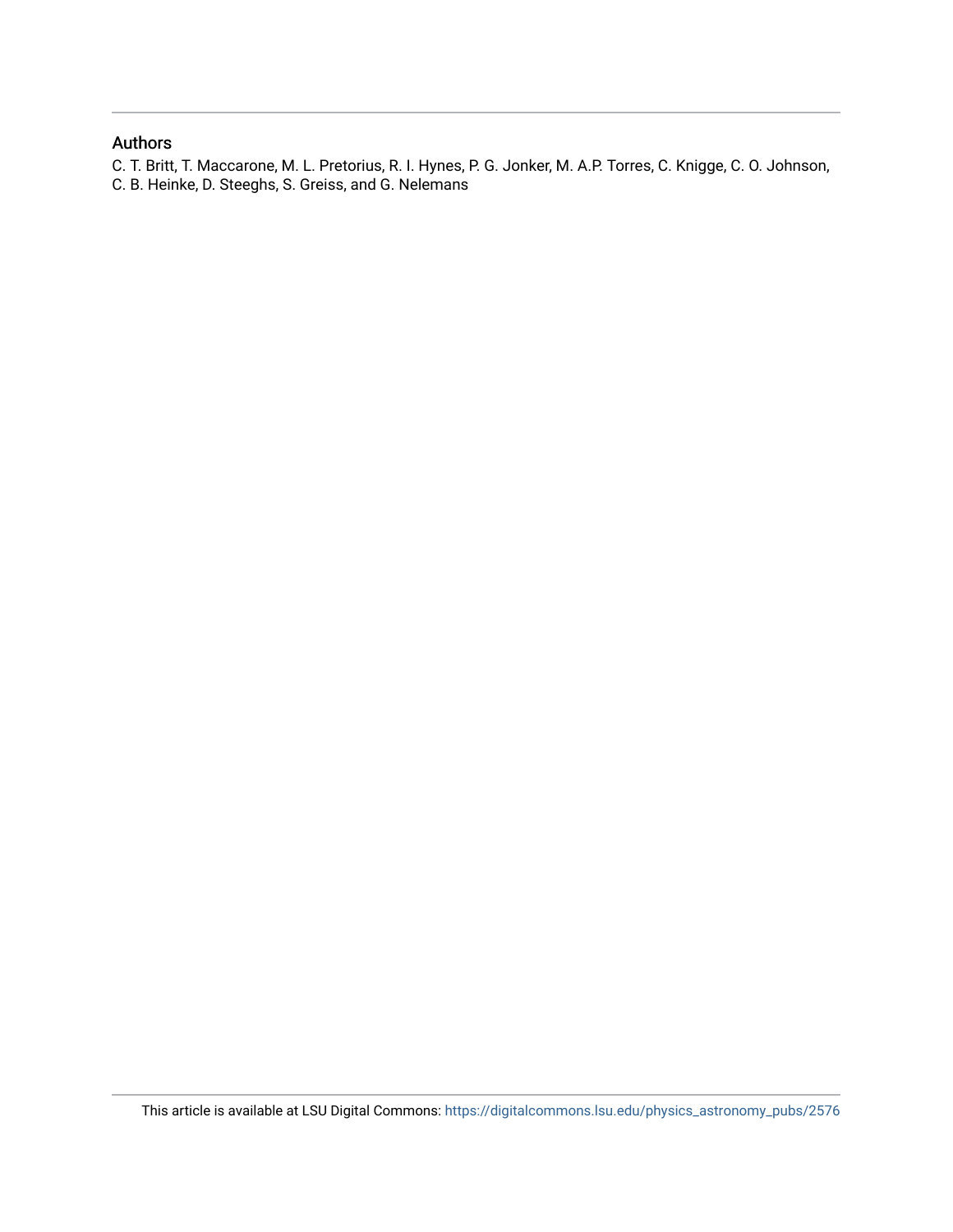## Authors

C. T. Britt, T. Maccarone, M. L. Pretorius, R. I. Hynes, P. G. Jonker, M. A.P. Torres, C. Knigge, C. O. Johnson, C. B. Heinke, D. Steeghs, S. Greiss, and G. Nelemans

This article is available at LSU Digital Commons: https://digitalcommons.lsu.edu/physics_astronomy_pubs/2576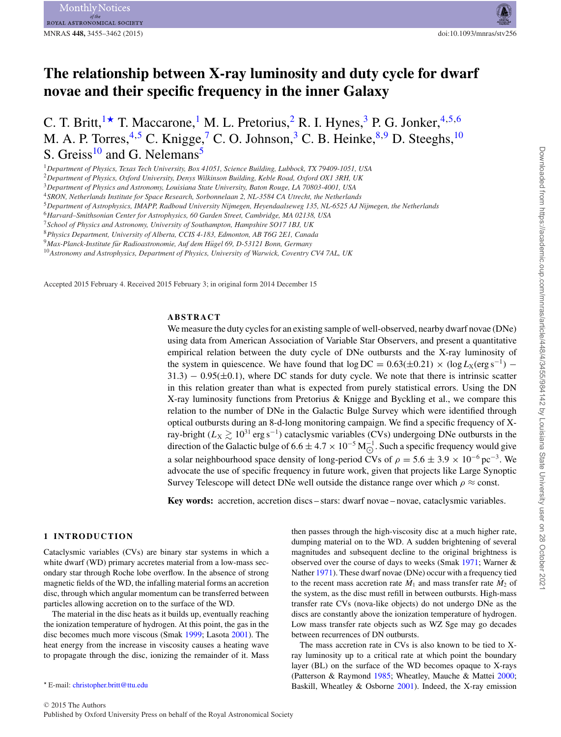# The relationship between X-ray luminosity and duty cycle for dwarf novae and their specific frequency in the inner Galaxy

C. T. Britt,[1★] T. Maccarone,[1] M. L. Pretorius,[2] R. I. Hynes,[3] P. G. Jonker,[4,5,6] M. A. P. Torres,[4,5] C. Knigge,[7] C. O. Johnson,[3] C. B. Heinke,[8,9] D. Steeghs,[10] S. Greiss[10] and G. Nelemans[5]

[1]Department of Physics, Texas Tech University, Box 41051, Science Building, Lubbock, TX 79409-1051, USA
[2]Department of Physics, Oxford University, Denys Wilkinson Building, Keble Road, Oxford OX1 3RH, UK
[3]Department of Physics and Astronomy, Louisiana State University, Baton Rouge, LA 70803-4001, USA
[4]SRON, Netherlands Institute for Space Research, Sorbonnelaan 2, NL-3584 CA Utrecht, the Netherlands
[5]Department of Astrophysics, IMAPP, Radboud University Nijmegen, Heyendaalseweg 135, NL-6525 AJ Nijmegen, the Netherlands
[6]Harvard–Smithsonian Center for Astrophysics, 60 Garden Street, Cambridge, MA 02138, USA
[7]School of Physics and Astronomy, University of Southampton, Hampshire SO17 1BJ, UK
[8]Physics Department, University of Alberta, CCIS 4-183, Edmonton, AB T6G 2E1, Canada
[9]Max-Planck-Institute für Radioastronomie, Auf dem Hügel 69, D-53121 Bonn, Germany
[10]Astronomy and Astrophysics, Department of Physics, University of Warwick, Coventry CV4 7AL, UK

Accepted 2015 February 4. Received 2015 February 3; in original form 2014 December 15

## ABSTRACT

We measure the duty cycles for an existing sample of well-observed, nearby dwarf novae (DNe) using data from American Association of Variable Star Observers, and present a quantitative empirical relation between the duty cycle of DNe outbursts and the X-ray luminosity of the system in quiescence. We have found that $\log \mathrm{DC} = 0.63(\pm 0.21) \times (\log L_{\mathrm{X}}(\mathrm{erg\,s^{-1}}) - 31.3) - 0.95(\pm 0.1)$, where DC stands for duty cycle. We note that there is intrinsic scatter in this relation greater than what is expected from purely statistical errors. Using the DN X-ray luminosity functions from Pretorius & Knigge and Byckling et al., we compare this relation to the number of DNe in the Galactic Bulge Survey which were identified through optical outbursts during an 8-d-long monitoring campaign. We find a specific frequency of X-ray-bright ($L_{\mathrm{X}} \gtrsim 10^{31}$ erg s$^{-1}$) cataclysmic variables (CVs) undergoing DNe outbursts in the direction of the Galactic bulge of $6.6 \pm 4.7 \times 10^{-5}\,\mathrm{M}_{\odot}^{-1}$. Such a specific frequency would give a solar neighbourhood space density of long-period CVs of $\rho = 5.6 \pm 3.9 \times 10^{-6}$ pc$^{-3}$. We advocate the use of specific frequency in future work, given that projects like Large Synoptic Survey Telescope will detect DNe well outside the distance range over which $\rho \approx$ const.

**Key words:** accretion, accretion discs – stars: dwarf novae – novae, cataclysmic variables.

## 1 INTRODUCTION

Cataclysmic variables (CVs) are binary star systems in which a white dwarf (WD) primary accretes material from a low-mass secondary star through Roche lobe overflow. In the absence of strong magnetic fields of the WD, the infalling material forms an accretion disc, through which angular momentum can be transferred between particles allowing accretion on to the surface of the WD.

The material in the disc heats as it builds up, eventually reaching the ionization temperature of hydrogen. At this point, the gas in the disc becomes much more viscous (Smak 1999; Lasota 2001). The heat energy from the increase in viscosity causes a heating wave to propagate through the disc, ionizing the remainder of it. Mass then passes through the high-viscosity disc at a much higher rate, dumping material on to the WD. A sudden brightening of several magnitudes and subsequent decline to the original brightness is observed over the course of days to weeks (Smak 1971; Warner & Nather 1971). These dwarf novae (DNe) occur with a frequency tied to the recent mass accretion rate $\dot{M}_1$ and mass transfer rate $\dot{M}_2$ of the system, as the disc must refill in between outbursts. High-mass transfer rate CVs (nova-like objects) do not undergo DNe as the discs are constantly above the ionization temperature of hydrogen. Low mass transfer rate objects such as WZ Sge may go decades between recurrences of DN outbursts.

The mass accretion rate in CVs is also known to be tied to X-ray luminosity up to a critical rate at which point the boundary layer (BL) on the surface of the WD becomes opaque to X-rays (Patterson & Raymond 1985; Wheatley, Mauche & Mattei 2000; Baskill, Wheatley & Osborne 2001). Indeed, the X-ray emission

★ E-mail: christopher.britt@ttu.edu

© 2015 The Authors
Published by Oxford University Press on behalf of the Royal Astronomical Society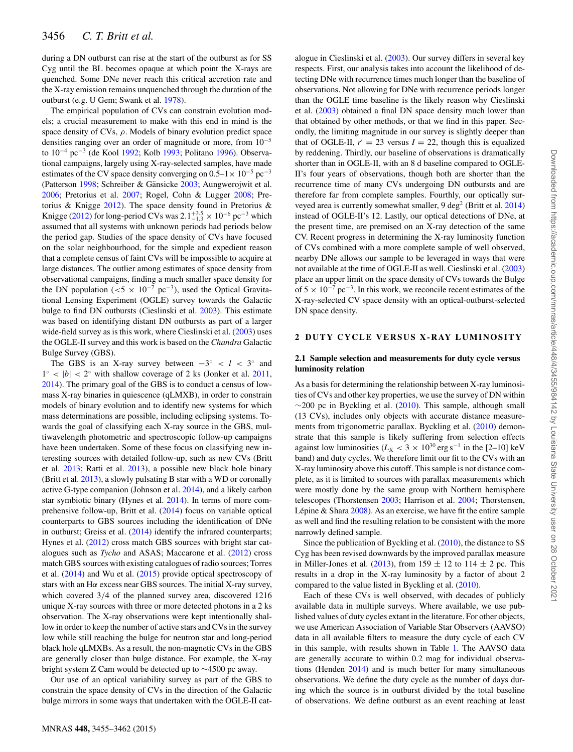during a DN outburst can rise at the start of the outburst as for SS Cyg until the BL becomes opaque at which point the X-rays are quenched. Some DNe never reach this critical accretion rate and the X-ray emission remains unquenched through the duration of the outburst (e.g. U Gem; Swank et al. 1978).

The empirical population of CVs can constrain evolution models; a crucial measurement to make with this end in mind is the space density of CVs, $\rho$. Models of binary evolution predict space densities ranging over an order of magnitude or more, from $10^{-5}$ to $10^{-4}$ pc$^{-3}$ (de Kool 1992; Kolb 1993; Politano 1996). Observational campaigns, largely using X-ray-selected samples, have made estimates of the CV space density converging on $0.5$–$1 \times 10^{-5}$ pc$^{-3}$ (Patterson 1998; Schreiber & Gänsicke 2003; Aungwerojwit et al. 2006; Pretorius et al. 2007; Rogel, Cohn & Lugger 2008; Pretorius & Knigge 2012). The space density found in Pretorius & Knigge (2012) for long-period CVs was $2.1^{+3.5}_{-1.3} \times 10^{-6}$ pc$^{-3}$ which assumed that all systems with unknown periods had periods below the period gap. Studies of the space density of CVs have focused on the solar neighbourhood, for the simple and expedient reason that a complete census of faint CVs will be impossible to acquire at large distances. The outlier among estimates of space density from observational campaigns, finding a much smaller space density for the DN population ($<5 \times 10^{-7}$ pc$^{-3}$), used the Optical Gravitational Lensing Experiment (OGLE) survey towards the Galactic bulge to find DN outbursts (Cieslinski et al. 2003). This estimate was based on identifying distant DN outbursts as part of a larger wide-field survey as is this work, where Cieslinski et al. (2003) uses the OGLE-II survey and this work is based on the *Chandra* Galactic Bulge Survey (GBS).

The GBS is an X-ray survey between $-3° < l < 3°$ and $1° < |b| < 2°$ with shallow coverage of 2 ks (Jonker et al. 2011, 2014). The primary goal of the GBS is to conduct a census of low-mass X-ray binaries in quiescence (qLMXB), in order to constrain models of binary evolution and to identify new systems for which mass determinations are possible, including eclipsing systems. Towards the goal of classifying each X-ray source in the GBS, multiwavelength photometric and spectroscopic follow-up campaigns have been undertaken. Some of these focus on classifying new interesting sources with detailed follow-up, such as new CVs (Britt et al. 2013; Ratti et al. 2013), a possible new black hole binary (Britt et al. 2013), a slowly pulsating B star with a WD or coronally active G-type companion (Johnson et al. 2014), and a likely carbon star symbiotic binary (Hynes et al. 2014). In terms of more comprehensive follow-up, Britt et al. (2014) focus on variable optical counterparts to GBS sources including the identification of DNe in outburst; Greiss et al. (2014) identify the infrared counterparts; Hynes et al. (2012) cross match GBS sources with bright star catalogues such as *Tycho* and ASAS; Maccarone et al. (2012) cross match GBS sources with existing catalogues of radio sources; Torres et al. (2014) and Wu et al. (2015) provide optical spectroscopy of stars with an Hα excess near GBS sources. The initial X-ray survey, which covered 3/4 of the planned survey area, discovered 1216 unique X-ray sources with three or more detected photons in a 2 ks observation. The X-ray observations were kept intentionally shallow in order to keep the number of active stars and CVs in the survey low while still reaching the bulge for neutron star and long-period black hole qLMXBs. As a result, the non-magnetic CVs in the GBS are generally closer than bulge distance. For example, the X-ray bright system Z Cam would be detected up to ∼4500 pc away.

Our use of an optical variability survey as part of the GBS to constrain the space density of CVs in the direction of the Galactic bulge mirrors in some ways that undertaken with the OGLE-II catalogue in Cieslinski et al. (2003). Our survey differs in several key respects. First, our analysis takes into account the likelihood of detecting DNe with recurrence times much longer than the baseline of observations. Not allowing for DNe with recurrence periods longer than the OGLE time baseline is the likely reason why Cieslinski et al. (2003) obtained a final DN space density much lower than that obtained by other methods, or that we find in this paper. Secondly, the limiting magnitude in our survey is slightly deeper than that of OGLE-II, $r' = 23$ versus $I = 22$, though this is equalized by reddening. Thirdly, our baseline of observations is dramatically shorter than in OGLE-II, with an 8 d baseline compared to OGLE-II's four years of observations, though both are shorter than the recurrence time of many CVs undergoing DN outbursts and are therefore far from complete samples. Fourthly, our optically surveyed area is currently somewhat smaller, 9 deg[2] (Britt et al. 2014) instead of OGLE-II's 12. Lastly, our optical detections of DNe, at the present time, are premised on an X-ray detection of the same CV. Recent progress in determining the X-ray luminosity function of CVs combined with a more complete sample of well observed, nearby DNe allows our sample to be leveraged in ways that were not available at the time of OGLE-II as well. Cieslinski et al. (2003) place an upper limit on the space density of CVs towards the Bulge of $5 \times 10^{-7}$ pc$^{-3}$. In this work, we reconcile recent estimates of the X-ray-selected CV space density with an optical-outburst-selected DN space density.

## 2 DUTY CYCLE VERSUS X-RAY LUMINOSITY

### 2.1 Sample selection and measurements for duty cycle versus luminosity relation

As a basis for determining the relationship between X-ray luminosities of CVs and other key properties, we use the survey of DN within ∼200 pc in Byckling et al. (2010). This sample, although small (13 CVs), includes only objects with accurate distance measurements from trigonometric parallax. Byckling et al. (2010) demonstrate that this sample is likely suffering from selection effects against low luminosities ($L_X < 3 \times 10^{30}$ erg s$^{-1}$ in the [2–10] keV band) and duty cycles. We therefore limit our fit to the CVs with an X-ray luminosity above this cutoff. This sample is not distance complete, as it is limited to sources with parallax measurements which were mostly done by the same group with Northern hemisphere telescopes (Thorstensen 2003; Harrison et al. 2004; Thorstensen, Lépine & Shara 2008). As an exercise, we have fit the entire sample as well and find the resulting relation to be consistent with the more narrowly defined sample.

Since the publication of Byckling et al. (2010), the distance to SS Cyg has been revised downwards by the improved parallax measure in Miller-Jones et al. (2013), from $159 \pm 12$ to $114 \pm 2$ pc. This results in a drop in the X-ray luminosity by a factor of about 2 compared to the value listed in Byckling et al. (2010).

Each of these CVs is well observed, with decades of publicly available data in multiple surveys. Where available, we use published values of duty cycles extant in the literature. For other objects, we use American Association of Variable Star Observers (AAVSO) data in all available filters to measure the duty cycle of each CV in this sample, with results shown in Table 1. The AAVSO data are generally accurate to within 0.2 mag for individual observations (Henden 2014) and is much better for many simultaneous observations. We define the duty cycle as the number of days during which the source is in outburst divided by the total baseline of observations. We define outburst as an event reaching at least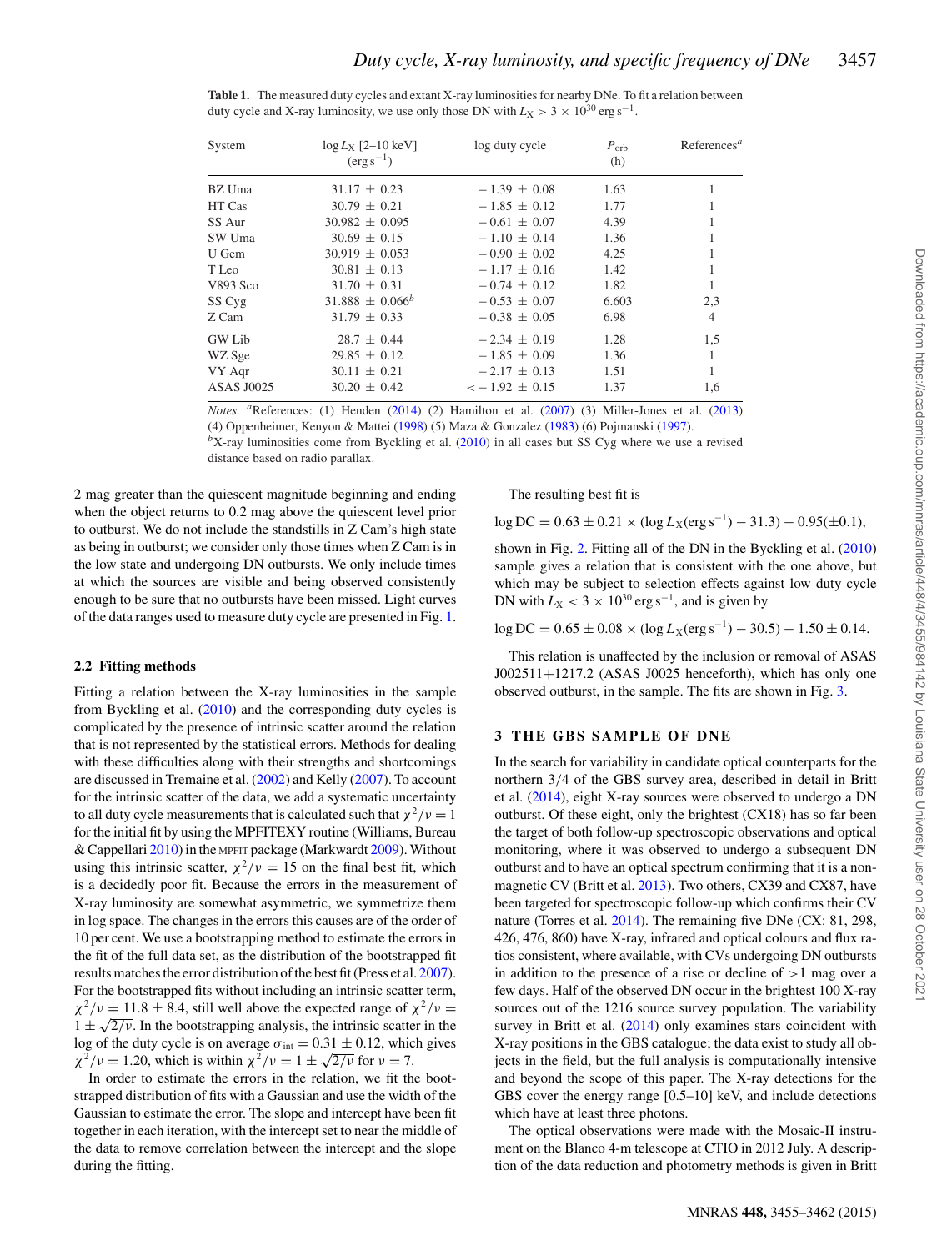**Table 1.** The measured duty cycles and extant X-ray luminosities for nearby DNe. To fit a relation between duty cycle and X-ray luminosity, we use only those DN with $L_X > 3 \times 10^{30}$ erg s$^{-1}$.

| System | $\log L_X$ [2–10 keV] (erg s$^{-1}$) | log duty cycle | $P_{orb}$ (h) | References[a] |
|---|---|---|---|---|
| BZ Uma | $31.17 \pm 0.23$ | $-1.39 \pm 0.08$ | 1.63 | 1 |
| HT Cas | $30.79 \pm 0.21$ | $-1.85 \pm 0.12$ | 1.77 | 1 |
| SS Aur | $30.982 \pm 0.095$ | $-0.61 \pm 0.07$ | 4.39 | 1 |
| SW Uma | $30.69 \pm 0.15$ | $-1.10 \pm 0.14$ | 1.36 | 1 |
| U Gem | $30.919 \pm 0.053$ | $-0.90 \pm 0.02$ | 4.25 | 1 |
| T Leo | $30.81 \pm 0.13$ | $-1.17 \pm 0.16$ | 1.42 | 1 |
| V893 Sco | $31.70 \pm 0.31$ | $-0.74 \pm 0.12$ | 1.82 | 1 |
| SS Cyg | $31.888 \pm 0.066$[b] | $-0.53 \pm 0.07$ | 6.603 | 2,3 |
| Z Cam | $31.79 \pm 0.33$ | $-0.38 \pm 0.05$ | 6.98 | 4 |
| GW Lib | $28.7 \pm 0.44$ | $-2.34 \pm 0.19$ | 1.28 | 1,5 |
| WZ Sge | $29.85 \pm 0.12$ | $-1.85 \pm 0.09$ | 1.36 | 1 |
| VY Aqr | $30.11 \pm 0.21$ | $-2.17 \pm 0.13$ | 1.51 | 1 |
| ASAS J0025 | $30.20 \pm 0.42$ | $< -1.92 \pm 0.15$ | 1.37 | 1,6 |

*Notes.* [a]References: (1) Henden (2014) (2) Hamilton et al. (2007) (3) Miller-Jones et al. (2013) (4) Oppenheimer, Kenyon & Mattei (1998) (5) Maza & Gonzalez (1983) (6) Pojmanski (1997).
[b]X-ray luminosities come from Byckling et al. (2010) in all cases but SS Cyg where we use a revised distance based on radio parallax.

2 mag greater than the quiescent magnitude beginning and ending when the object returns to 0.2 mag above the quiescent level prior to outburst. We do not include the standstills in Z Cam's high state as being in outburst; we consider only those times when Z Cam is in the low state and undergoing DN outbursts. We only include times at which the sources are visible and being observed consistently enough to be sure that no outbursts have been missed. Light curves of the data ranges used to measure duty cycle are presented in Fig. 1.

### 2.2 Fitting methods

Fitting a relation between the X-ray luminosities in the sample from Byckling et al. (2010) and the corresponding duty cycles is complicated by the presence of intrinsic scatter around the relation that is not represented by the statistical errors. Methods for dealing with these difficulties along with their strengths and shortcomings are discussed in Tremaine et al. (2002) and Kelly (2007). To account for the intrinsic scatter of the data, we add a systematic uncertainty to all duty cycle measurements that is calculated such that $\chi^2/\nu = 1$ for the initial fit by using the MPFITEXY routine (Williams, Bureau & Cappellari 2010) in the MPFIT package (Markwardt 2009). Without using this intrinsic scatter, $\chi^2/\nu = 15$ on the final best fit, which is a decidedly poor fit. Because the errors in the measurement of X-ray luminosity are somewhat asymmetric, we symmetrize them in log space. The changes in the errors this causes are of the order of 10 per cent. We use a bootstrapping method to estimate the errors in the fit of the full data set, as the distribution of the bootstrapped fit results matches the error distribution of the best fit (Press et al. 2007). For the bootstrapped fits without including an intrinsic scatter term, $\chi^2/\nu = 11.8 \pm 8.4$, still well above the expected range of $\chi^2/\nu = 1 \pm \sqrt{2/\nu}$. In the bootstrapping analysis, the intrinsic scatter in the log of the duty cycle is on average $\sigma_{int} = 0.31 \pm 0.12$, which gives $\chi^2/\nu = 1.20$, which is within $\chi^2/\nu = 1 \pm \sqrt{2/\nu}$ for $\nu = 7$.

In order to estimate the errors in the relation, we fit the bootstrapped distribution of fits with a Gaussian and use the width of the Gaussian to estimate the error. The slope and intercept have been fit together in each iteration, with the intercept set to near the middle of the data to remove correlation between the intercept and the slope during the fitting.

The resulting best fit is

$$\log \mathrm{DC} = 0.63 \pm 0.21 \times (\log L_X(\mathrm{erg\,s^{-1}}) - 31.3) - 0.95(\pm 0.1),$$

shown in Fig. 2. Fitting all of the DN in the Byckling et al. (2010) sample gives a relation that is consistent with the one above, but which may be subject to selection effects against low duty cycle DN with $L_X < 3 \times 10^{30}$ erg s$^{-1}$, and is given by

$$\log \mathrm{DC} = 0.65 \pm 0.08 \times (\log L_X(\mathrm{erg\,s^{-1}}) - 30.5) - 1.50 \pm 0.14.$$

This relation is unaffected by the inclusion or removal of ASAS J002511+1217.2 (ASAS J0025 henceforth), which has only one observed outburst, in the sample. The fits are shown in Fig. 3.

## 3 THE GBS SAMPLE OF DNE

In the search for variability in candidate optical counterparts for the northern 3/4 of the GBS survey area, described in detail in Britt et al. (2014), eight X-ray sources were observed to undergo a DN outburst. Of these eight, only the brightest (CX18) has so far been the target of both follow-up spectroscopic observations and optical monitoring, where it was observed to undergo a subsequent DN outburst and to have an optical spectrum confirming that it is a non-magnetic CV (Britt et al. 2013). Two others, CX39 and CX87, have been targeted for spectroscopic follow-up which confirms their CV nature (Torres et al. 2014). The remaining five DNe (CX: 81, 298, 426, 476, 860) have X-ray, infrared and optical colours and flux ratios consistent, where available, with CVs undergoing DN outbursts in addition to the presence of a rise or decline of >1 mag over a few days. Half of the observed DN occur in the brightest 100 X-ray sources out of the 1216 source survey population. The variability survey in Britt et al. (2014) only examines stars coincident with X-ray positions in the GBS catalogue; the data exist to study all objects in the field, but the full analysis is computationally intensive and beyond the scope of this paper. The X-ray detections for the GBS cover the energy range [0.5–10] keV, and include detections which have at least three photons.

The optical observations were made with the Mosaic-II instrument on the Blanco 4-m telescope at CTIO in 2012 July. A description of the data reduction and photometry methods is given in Britt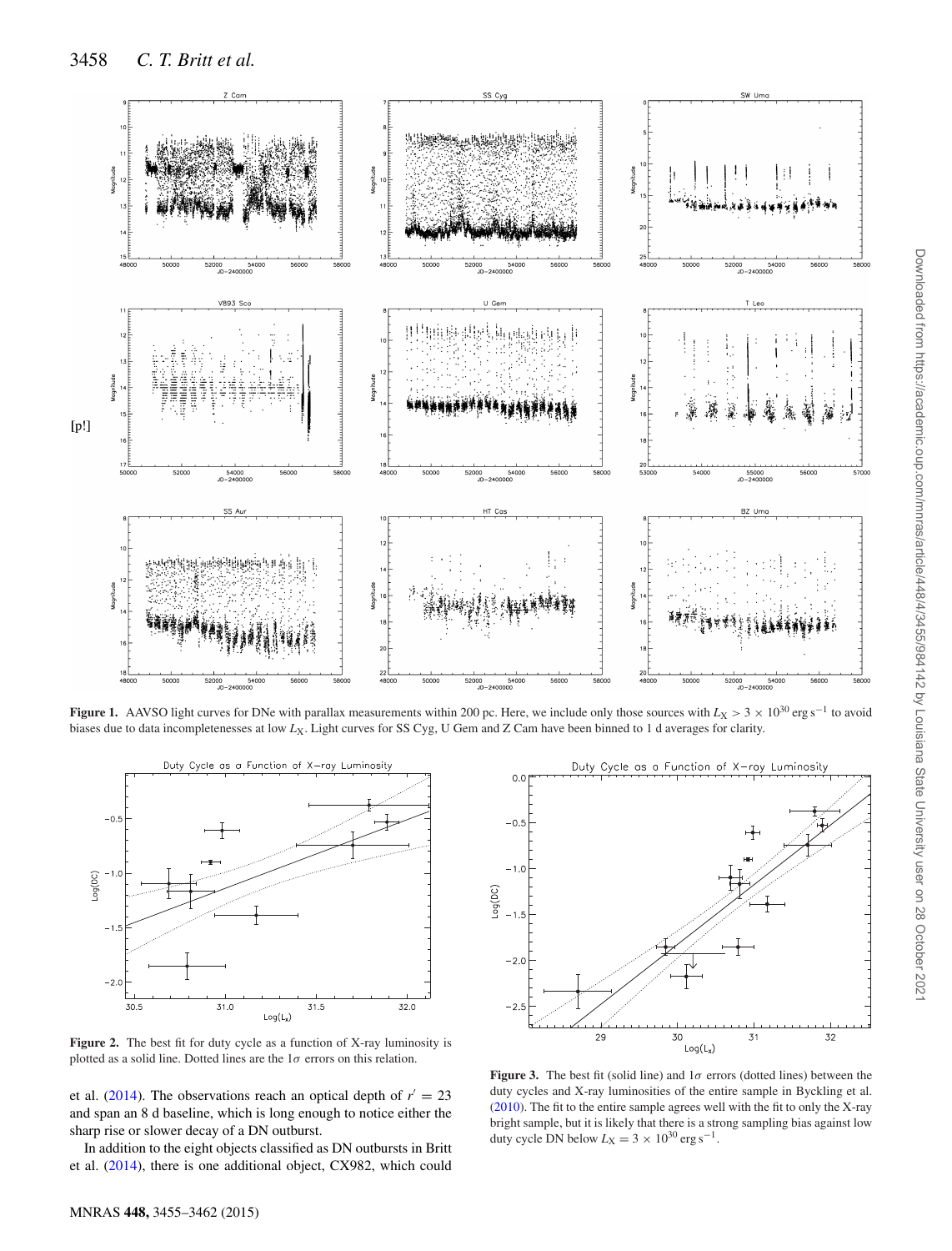[p!]

**Figure 1.** AAVSO light curves for DNe with parallax measurements within 200 pc. Here, we include only those sources with $L_X > 3 \times 10^{30}$ erg s$^{-1}$ to avoid biases due to data incompletenesses at low $L_X$. Light curves for SS Cyg, U Gem and Z Cam have been binned to 1 d averages for clarity.

**Figure 2.** The best fit for duty cycle as a function of X-ray luminosity is plotted as a solid line. Dotted lines are the 1$\sigma$ errors on this relation.

**Figure 3.** The best fit (solid line) and 1$\sigma$ errors (dotted lines) between the duty cycles and X-ray luminosities of the entire sample in Byckling et al. (2010). The fit to the entire sample agrees well with the fit to only the X-ray bright sample, but it is likely that there is a strong sampling bias against low duty cycle DN below $L_X = 3 \times 10^{30}$ erg s$^{-1}$.

et al. (2014). The observations reach an optical depth of $r' = 23$ and span an 8 d baseline, which is long enough to notice either the sharp rise or slower decay of a DN outburst.

In addition to the eight objects classified as DN outbursts in Britt et al. (2014), there is one additional object, CX982, which could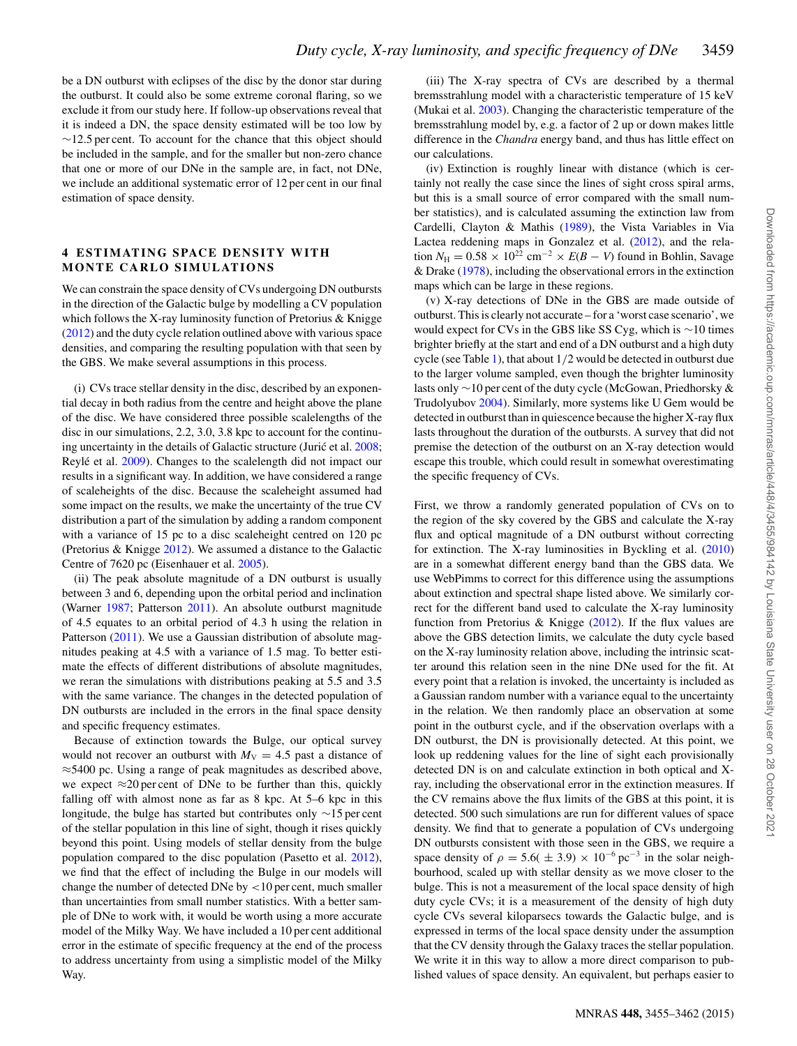be a DN outburst with eclipses of the disc by the donor star during the outburst. It could also be some extreme coronal flaring, so we exclude it from our study here. If follow-up observations reveal that it is indeed a DN, the space density estimated will be too low by ∼12.5 per cent. To account for the chance that this object should be included in the sample, and for the smaller but non-zero chance that one or more of our DNe in the sample are, in fact, not DNe, we include an additional systematic error of 12 per cent in our final estimation of space density.

## 4 ESTIMATING SPACE DENSITY WITH MONTE CARLO SIMULATIONS

We can constrain the space density of CVs undergoing DN outbursts in the direction of the Galactic bulge by modelling a CV population which follows the X-ray luminosity function of Pretorius & Knigge (2012) and the duty cycle relation outlined above with various space densities, and comparing the resulting population with that seen by the GBS. We make several assumptions in this process.

(i) CVs trace stellar density in the disc, described by an exponential decay in both radius from the centre and height above the plane of the disc. We have considered three possible scalelengths of the disc in our simulations, 2.2, 3.0, 3.8 kpc to account for the continuing uncertainty in the details of Galactic structure (Jurić et al. 2008; Reylé et al. 2009). Changes to the scalelength did not impact our results in a significant way. In addition, we have considered a range of scaleheights of the disc. Because the scaleheight assumed had some impact on the results, we make the uncertainty of the true CV distribution a part of the simulation by adding a random component with a variance of 15 pc to a disc scaleheight centred on 120 pc (Pretorius & Knigge 2012). We assumed a distance to the Galactic Centre of 7620 pc (Eisenhauer et al. 2005).

(ii) The peak absolute magnitude of a DN outburst is usually between 3 and 6, depending upon the orbital period and inclination (Warner 1987; Patterson 2011). An absolute outburst magnitude of 4.5 equates to an orbital period of 4.3 h using the relation in Patterson (2011). We use a Gaussian distribution of absolute magnitudes peaking at 4.5 with a variance of 1.5 mag. To better estimate the effects of different distributions of absolute magnitudes, we reran the simulations with distributions peaking at 5.5 and 3.5 with the same variance. The changes in the detected population of DN outbursts are included in the errors in the final space density and specific frequency estimates.

Because of extinction towards the Bulge, our optical survey would not recover an outburst with $M_V = 4.5$ past a distance of ≈5400 pc. Using a range of peak magnitudes as described above, we expect ≈20 per cent of DNe to be further than this, quickly falling off with almost none as far as 8 kpc. At 5–6 kpc in this longitude, the bulge has started but contributes only ∼15 per cent of the stellar population in this line of sight, though it rises quickly beyond this point. Using models of stellar density from the bulge population compared to the disc population (Pasetto et al. 2012), we find that the effect of including the Bulge in our models will change the number of detected DNe by <10 per cent, much smaller than uncertainties from small number statistics. With a better sample of DNe to work with, it would be worth using a more accurate model of the Milky Way. We have included a 10 per cent additional error in the estimate of specific frequency at the end of the process to address uncertainty from using a simplistic model of the Milky Way.

(iii) The X-ray spectra of CVs are described by a thermal bremsstrahlung model with a characteristic temperature of 15 keV (Mukai et al. 2003). Changing the characteristic temperature of the bremsstrahlung model by, e.g. a factor of 2 up or down makes little difference in the *Chandra* energy band, and thus has little effect on our calculations.

(iv) Extinction is roughly linear with distance (which is certainly not really the case since the lines of sight cross spiral arms, but this is a small source of error compared with the small number statistics), and is calculated assuming the extinction law from Cardelli, Clayton & Mathis (1989), the Vista Variables in Via Lactea reddening maps in Gonzalez et al. (2012), and the relation $N_H = 0.58 \times 10^{22}\ \mathrm{cm}^{-2} \times E(B-V)$ found in Bohlin, Savage & Drake (1978), including the observational errors in the extinction maps which can be large in these regions.

(v) X-ray detections of DNe in the GBS are made outside of outburst. This is clearly not accurate – for a 'worst case scenario', we would expect for CVs in the GBS like SS Cyg, which is ∼10 times brighter briefly at the start and end of a DN outburst and a high duty cycle (see Table 1), that about 1/2 would be detected in outburst due to the larger volume sampled, even though the brighter luminosity lasts only ∼10 per cent of the duty cycle (McGowan, Priedhorsky & Trudolyubov 2004). Similarly, more systems like U Gem would be detected in outburst than in quiescence because the higher X-ray flux lasts throughout the duration of the outbursts. A survey that did not premise the detection of the outburst on an X-ray detection would escape this trouble, which could result in somewhat overestimating the specific frequency of CVs.

First, we throw a randomly generated population of CVs on to the region of the sky covered by the GBS and calculate the X-ray flux and optical magnitude of a DN outburst without correcting for extinction. The X-ray luminosities in Byckling et al. (2010) are in a somewhat different energy band than the GBS data. We use WebPimms to correct for this difference using the assumptions about extinction and spectral shape listed above. We similarly correct for the different band used to calculate the X-ray luminosity function from Pretorius & Knigge (2012). If the flux values are above the GBS detection limits, we calculate the duty cycle based on the X-ray luminosity relation above, including the intrinsic scatter around this relation seen in the nine DNe used for the fit. At every point that a relation is invoked, the uncertainty is included as a Gaussian random number with a variance equal to the uncertainty in the relation. We then randomly place an observation at some point in the outburst cycle, and if the observation overlaps with a DN outburst, the DN is provisionally detected. At this point, we look up reddening values for the line of sight each provisionally detected DN is on and calculate extinction in both optical and X-ray, including the observational error in the extinction measures. If the CV remains above the flux limits of the GBS at this point, it is detected. 500 such simulations are run for different values of space density. We find that to generate a population of CVs undergoing DN outbursts consistent with those seen in the GBS, we require a space density of $\rho = 5.6(\pm 3.9) \times 10^{-6}\ \mathrm{pc}^{-3}$ in the solar neighbourhood, scaled up with stellar density as we move closer to the bulge. This is not a measurement of the local space density of high duty cycle CVs; it is a measurement of the density of high duty cycle CVs several kiloparsecs towards the Galactic bulge, and is expressed in terms of the local space density under the assumption that the CV density through the Galaxy traces the stellar population. We write it in this way to allow a more direct comparison to published values of space density. An equivalent, but perhaps easier to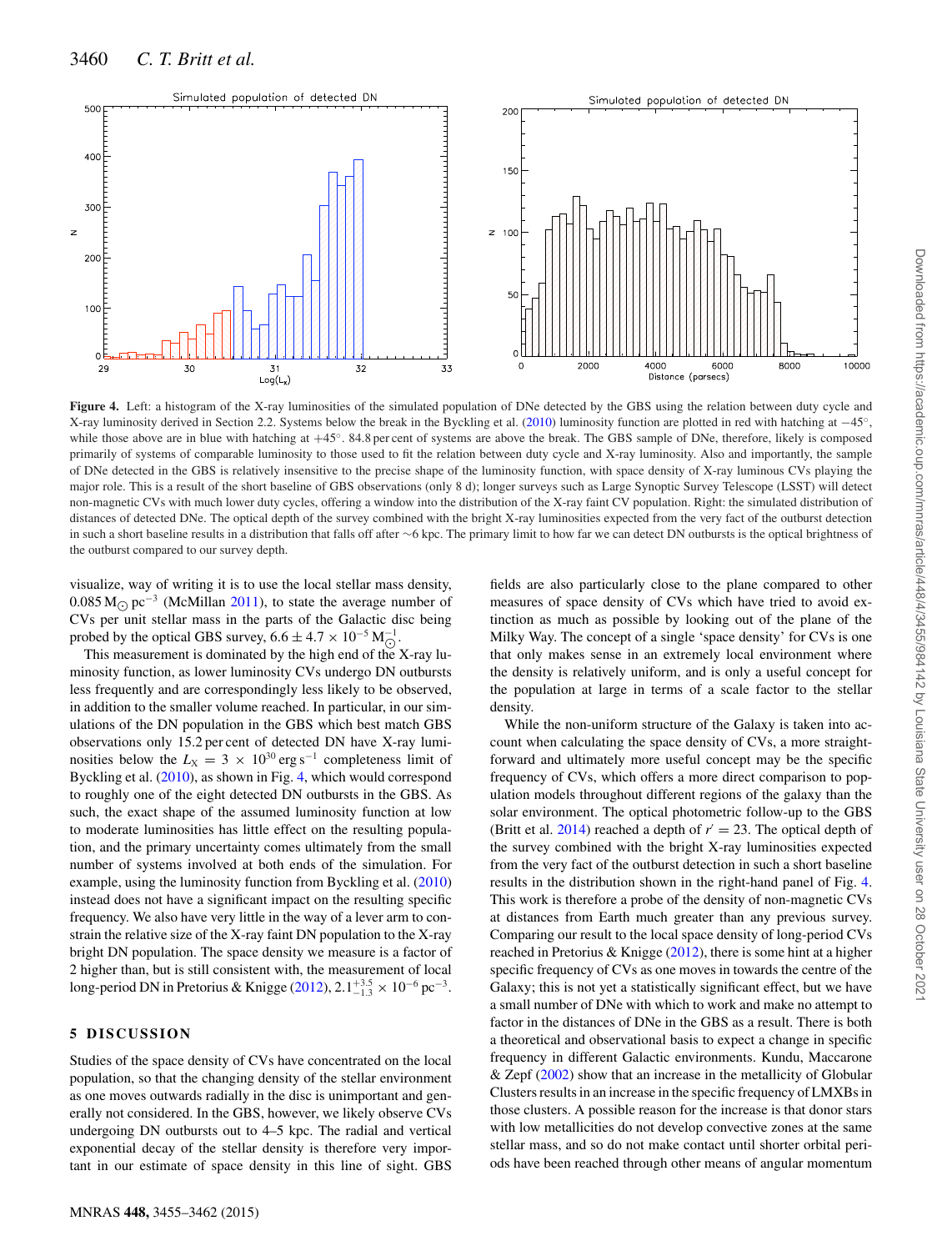Simulated population of detected DN

500

400

300

200

100

0

29

30

31

32

33

N

Log(L_X)

Simulated population of detected DN

200

150

100

50

0

0

2000

4000

6000

8000

10000

N

Distance (parsecs)

**Figure 4.** Left: a histogram of the X-ray luminosities of the simulated population of DNe detected by the GBS using the relation between duty cycle and X-ray luminosity derived in Section 2.2. Systems below the break in the Byckling et al. (2010) luminosity function are plotted in red with hatching at −45°, while those above are in blue with hatching at +45°. 84.8 per cent of systems are above the break. The GBS sample of DNe, therefore, likely is composed primarily of systems of comparable luminosity to those used to fit the relation between duty cycle and X-ray luminosity. Also and importantly, the sample of DNe detected in the GBS is relatively insensitive to the precise shape of the luminosity function, with space density of X-ray luminous CVs playing the major role. This is a result of the short baseline of GBS observations (only 8 d); longer surveys such as Large Synoptic Survey Telescope (LSST) will detect non-magnetic CVs with much lower duty cycles, offering a window into the distribution of the X-ray faint CV population. Right: the simulated distribution of distances of detected DNe. The optical depth of the survey combined with the bright X-ray luminosities expected from the very fact of the outburst detection in such a short baseline results in a distribution that falls off after ∼6 kpc. The primary limit to how far we can detect DN outbursts is the optical brightness of the outburst compared to our survey depth.

visualize, way of writing it is to use the local stellar mass density, $0.085\,\mathrm{M}_{\odot}\,\mathrm{pc}^{-3}$ (McMillan 2011), to state the average number of CVs per unit stellar mass in the parts of the Galactic disc being probed by the optical GBS survey, $6.6 \pm 4.7 \times 10^{-5}\,\mathrm{M}_{\odot}^{-1}$.

This measurement is dominated by the high end of the X-ray luminosity function, as lower luminosity CVs undergo DN outbursts less frequently and are correspondingly less likely to be observed, in addition to the smaller volume reached. In particular, in our simulations of the DN population in the GBS which best match GBS observations only 15.2 per cent of detected DN have X-ray luminosities below the $L_X = 3 \times 10^{30}\,\mathrm{erg\,s}^{-1}$ completeness limit of Byckling et al. (2010), as shown in Fig. 4, which would correspond to roughly one of the eight detected DN outbursts in the GBS. As such, the exact shape of the assumed luminosity function at low to moderate luminosities has little effect on the resulting population, and the primary uncertainty comes ultimately from the small number of systems involved at both ends of the simulation. For example, using the luminosity function from Byckling et al. (2010) instead does not have a significant impact on the resulting specific frequency. We also have very little in the way of a lever arm to constrain the relative size of the X-ray faint DN population to the X-ray bright DN population. The space density we measure is a factor of 2 higher than, but is still consistent with, the measurement of local long-period DN in Pretorius & Knigge (2012), $2.1^{+3.5}_{-1.3} \times 10^{-6}\,\mathrm{pc}^{-3}$.

## 5 DISCUSSION

Studies of the space density of CVs have concentrated on the local population, so that the changing density of the stellar environment as one moves outwards radially in the disc is unimportant and generally not considered. In the GBS, however, we likely observe CVs undergoing DN outbursts out to 4–5 kpc. The radial and vertical exponential decay of the stellar density is therefore very important in our estimate of space density in this line of sight. GBS fields are also particularly close to the plane compared to other measures of space density of CVs which have tried to avoid extinction as much as possible by looking out of the plane of the Milky Way. The concept of a single 'space density' for CVs is one that only makes sense in an extremely local environment where the density is relatively uniform, and is only a useful concept for the population at large in terms of a scale factor to the stellar density.

While the non-uniform structure of the Galaxy is taken into account when calculating the space density of CVs, a more straightforward and ultimately more useful concept may be the specific frequency of CVs, which offers a more direct comparison to population models throughout different regions of the galaxy than the solar environment. The optical photometric follow-up to the GBS (Britt et al. 2014) reached a depth of $r' = 23$. The optical depth of the survey combined with the bright X-ray luminosities expected from the very fact of the outburst detection in such a short baseline results in the distribution shown in the right-hand panel of Fig. 4. This work is therefore a probe of the density of non-magnetic CVs at distances from Earth much greater than any previous survey. Comparing our result to the local space density of long-period CVs reached in Pretorius & Knigge (2012), there is some hint at a higher specific frequency of CVs as one moves in towards the centre of the Galaxy; this is not yet a statistically significant effect, but we have a small number of DNe with which to work and make no attempt to factor in the distances of DNe in the GBS as a result. There is both a theoretical and observational basis to expect a change in specific frequency in different Galactic environments. Kundu, Maccarone & Zepf (2002) show that an increase in the metallicity of Globular Clusters results in an increase in the specific frequency of LMXBs in those clusters. A possible reason for the increase is that donor stars with low metallicities do not develop convective zones at the same stellar mass, and so do not make contact until shorter orbital periods have been reached through other means of angular momentum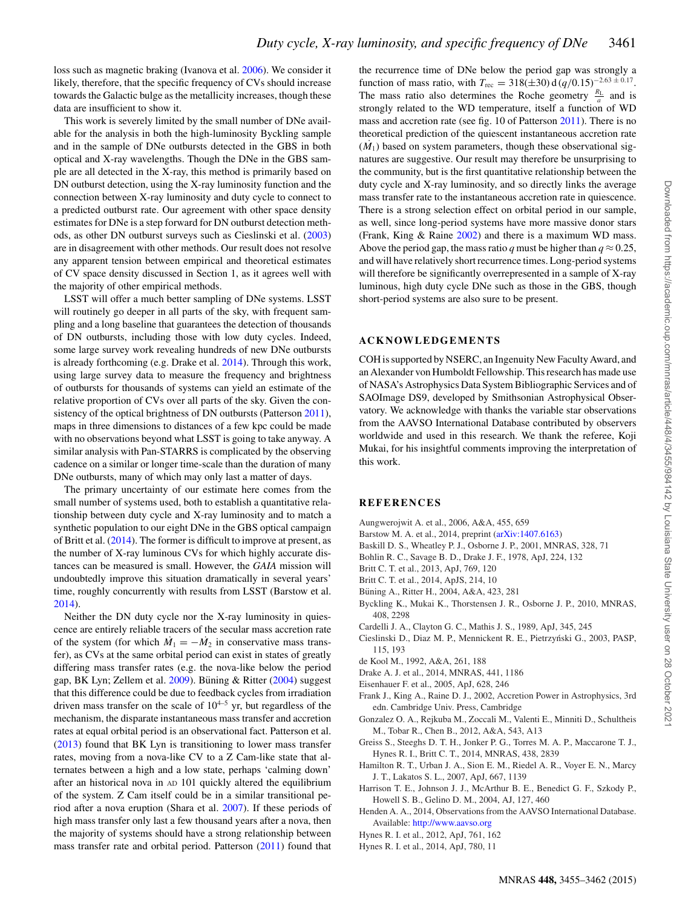loss such as magnetic braking (Ivanova et al. 2006). We consider it likely, therefore, that the specific frequency of CVs should increase towards the Galactic bulge as the metallicity increases, though these data are insufficient to show it.

This work is severely limited by the small number of DNe available for the analysis in both the high-luminosity Byckling sample and in the sample of DNe outbursts detected in the GBS in both optical and X-ray wavelengths. Though the DNe in the GBS sample are all detected in the X-ray, this method is primarily based on DN outburst detection, using the X-ray luminosity function and the connection between X-ray luminosity and duty cycle to connect to a predicted outburst rate. Our agreement with other space density estimates for DNe is a step forward for DN outburst detection methods, as other DN outburst surveys such as Cieslinski et al. (2003) are in disagreement with other methods. Our result does not resolve any apparent tension between empirical and theoretical estimates of CV space density discussed in Section 1, as it agrees well with the majority of other empirical methods.

LSST will offer a much better sampling of DNe systems. LSST will routinely go deeper in all parts of the sky, with frequent sampling and a long baseline that guarantees the detection of thousands of DN outbursts, including those with low duty cycles. Indeed, some large survey work revealing hundreds of new DNe outbursts is already forthcoming (e.g. Drake et al. 2014). Through this work, using large survey data to measure the frequency and brightness of outbursts for thousands of systems can yield an estimate of the relative proportion of CVs over all parts of the sky. Given the consistency of the optical brightness of DN outbursts (Patterson 2011), maps in three dimensions to distances of a few kpc could be made with no observations beyond what LSST is going to take anyway. A similar analysis with Pan-STARRS is complicated by the observing cadence on a similar or longer time-scale than the duration of many DNe outbursts, many of which may only last a matter of days.

The primary uncertainty of our estimate here comes from the small number of systems used, both to establish a quantitative relationship between duty cycle and X-ray luminosity and to match a synthetic population to our eight DNe in the GBS optical campaign of Britt et al. (2014). The former is difficult to improve at present, as the number of X-ray luminous CVs for which highly accurate distances can be measured is small. However, the *GAIA* mission will undoubtedly improve this situation dramatically in several years' time, roughly concurrently with results from LSST (Barstow et al. 2014).

Neither the DN duty cycle nor the X-ray luminosity in quiescence are entirely reliable tracers of the secular mass accretion rate of the system (for which $\dot{M}_1 = -\dot{M}_2$ in conservative mass transfer), as CVs at the same orbital period can exist in states of greatly differing mass transfer rates (e.g. the nova-like below the period gap, BK Lyn; Zellem et al. 2009). Büning & Ritter (2004) suggest that this difference could be due to feedback cycles from irradiation driven mass transfer on the scale of $10^{4-5}$ yr, but regardless of the mechanism, the disparate instantaneous mass transfer and accretion rates at equal orbital period is an observational fact. Patterson et al. (2013) found that BK Lyn is transitioning to lower mass transfer rates, moving from a nova-like CV to a Z Cam-like state that alternates between a high and a low state, perhaps 'calming down' after an historical nova in AD 101 quickly altered the equilibrium of the system. Z Cam itself could be in a similar transitional period after a nova eruption (Shara et al. 2007). If these periods of high mass transfer only last a few thousand years after a nova, then the majority of systems should have a strong relationship between mass transfer rate and orbital period. Patterson (2011) found that the recurrence time of DNe below the period gap was strongly a function of mass ratio, with $T_{\rm rec} = 318(\pm 30)\,{\rm d}\,(q/0.15)^{-2.63\pm 0.17}$. The mass ratio also determines the Roche geometry $\frac{R_{\rm L}}{a}$ and is strongly related to the WD temperature, itself a function of WD mass and accretion rate (see fig. 10 of Patterson 2011). There is no theoretical prediction of the quiescent instantaneous accretion rate ($\dot{M}_1$) based on system parameters, though these observational signatures are suggestive. Our result may therefore be unsurprising to the community, but is the first quantitative relationship between the duty cycle and X-ray luminosity, and so directly links the average mass transfer rate to the instantaneous accretion rate in quiescence. There is a strong selection effect on orbital period in our sample, as well, since long-period systems have more massive donor stars (Frank, King & Raine 2002) and there is a maximum WD mass. Above the period gap, the mass ratio $q$ must be higher than $q \approx 0.25$, and will have relatively short recurrence times. Long-period systems will therefore be significantly overrepresented in a sample of X-ray luminous, high duty cycle DNe such as those in the GBS, though short-period systems are also sure to be present.

## ACKNOWLEDGEMENTS

COH is supported by NSERC, an Ingenuity New Faculty Award, and an Alexander von Humboldt Fellowship. This research has made use of NASA's Astrophysics Data System Bibliographic Services and of SAOImage DS9, developed by Smithsonian Astrophysical Observatory. We acknowledge with thanks the variable star observations from the AAVSO International Database contributed by observers worldwide and used in this research. We thank the referee, Koji Mukai, for his insightful comments improving the interpretation of this work.

## REFERENCES

Aungwerojwit A. et al., 2006, A&A, 455, 659
Barstow M. A. et al., 2014, preprint (arXiv:1407.6163)
Baskill D. S., Wheatley P. J., Osborne J. P., 2001, MNRAS, 328, 71
Bohlin R. C., Savage B. D., Drake J. F., 1978, ApJ, 224, 132
Britt C. T. et al., 2013, ApJ, 769, 120
Britt C. T. et al., 2014, ApJS, 214, 10
Büning A., Ritter H., 2004, A&A, 423, 281
Byckling K., Mukai K., Thorstensen J. R., Osborne J. P., 2010, MNRAS, 408, 2298
Cardelli J. A., Clayton G. C., Mathis J. S., 1989, ApJ, 345, 245
Cieslinski D., Diaz M. P., Mennickent R. E., Pietrzyński G., 2003, PASP, 115, 193
de Kool M., 1992, A&A, 261, 188
Drake A. J. et al., 2014, MNRAS, 441, 1186
Eisenhauer F. et al., 2005, ApJ, 628, 246
Frank J., King A., Raine D. J., 2002, Accretion Power in Astrophysics, 3rd edn. Cambridge Univ. Press, Cambridge
Gonzalez O. A., Rejkuba M., Zoccali M., Valenti E., Minniti D., Schultheis M., Tobar R., Chen B., 2012, A&A, 543, A13
Greiss S., Steeghs D. T. H., Jonker P. G., Torres M. A. P., Maccarone T. J., Hynes R. I., Britt C. T., 2014, MNRAS, 438, 2839
Hamilton R. T., Urban J. A., Sion E. M., Riedel A. R., Voyer E. N., Marcy J. T., Lakatos S. L., 2007, ApJ, 667, 1139
Harrison T. E., Johnson J. J., McArthur B. E., Benedict G. F., Szkody P., Howell S. B., Gelino D. M., 2004, AJ, 127, 460
Henden A. A., 2014, Observations from the AAVSO International Database. Available: http://www.aavso.org
Hynes R. I. et al., 2012, ApJ, 761, 162
Hynes R. I. et al., 2014, ApJ, 780, 11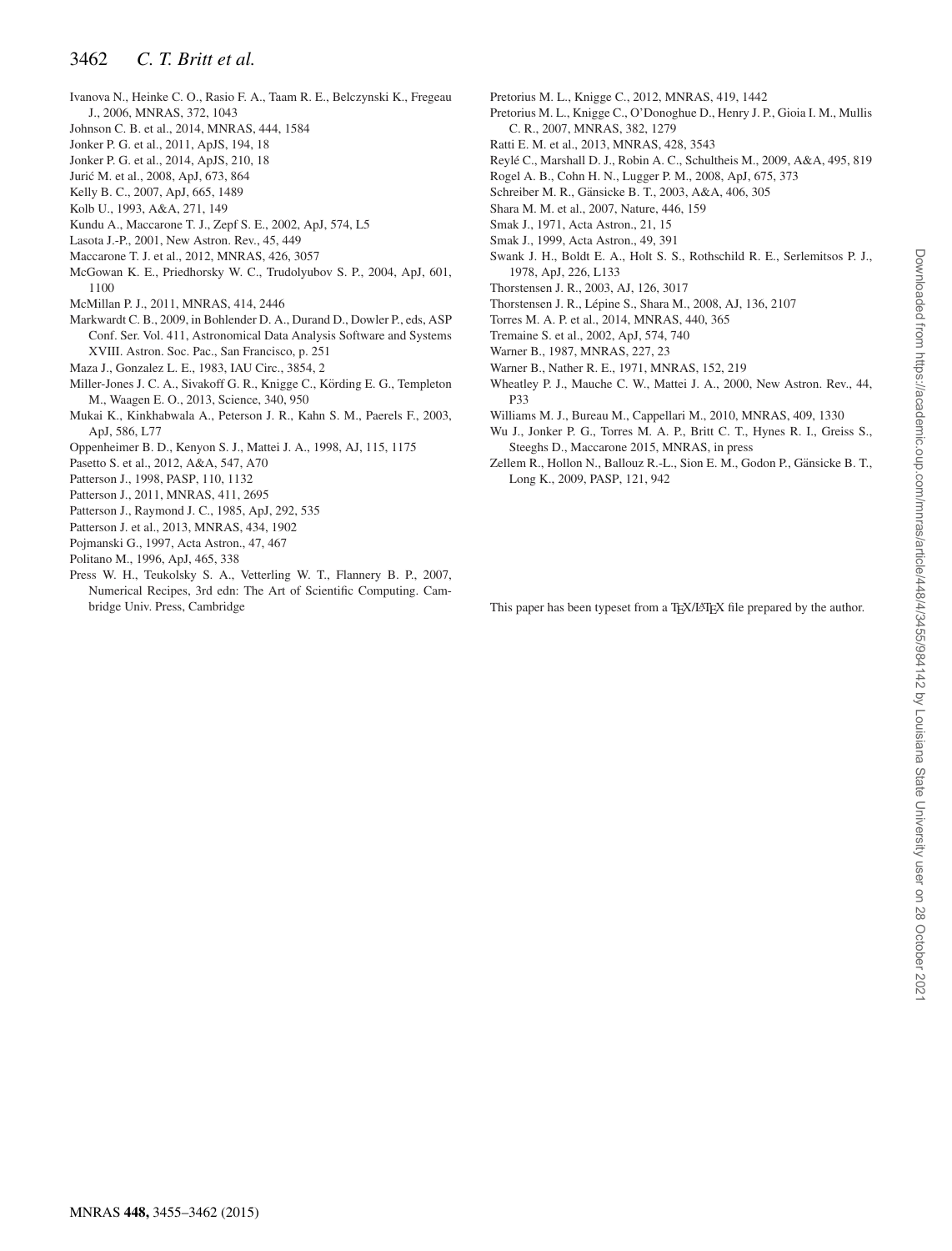Ivanova N., Heinke C. O., Rasio F. A., Taam R. E., Belczynski K., Fregeau J., 2006, MNRAS, 372, 1043

Johnson C. B. et al., 2014, MNRAS, 444, 1584

Jonker P. G. et al., 2011, ApJS, 194, 18

Jonker P. G. et al., 2014, ApJS, 210, 18

Jurić M. et al., 2008, ApJ, 673, 864

Kelly B. C., 2007, ApJ, 665, 1489

Kolb U., 1993, A&A, 271, 149

Kundu A., Maccarone T. J., Zepf S. E., 2002, ApJ, 574, L5

Lasota J.-P., 2001, New Astron. Rev., 45, 449

Maccarone T. J. et al., 2012, MNRAS, 426, 3057

McGowan K. E., Priedhorsky W. C., Trudolyubov S. P., 2004, ApJ, 601, 1100

McMillan P. J., 2011, MNRAS, 414, 2446

Markwardt C. B., 2009, in Bohlender D. A., Durand D., Dowler P., eds, ASP Conf. Ser. Vol. 411, Astronomical Data Analysis Software and Systems XVIII. Astron. Soc. Pac., San Francisco, p. 251

Maza J., Gonzalez L. E., 1983, IAU Circ., 3854, 2

Miller-Jones J. C. A., Sivakoff G. R., Knigge C., Körding E. G., Templeton M., Waagen E. O., 2013, Science, 340, 950

Mukai K., Kinkhabwala A., Peterson J. R., Kahn S. M., Paerels F., 2003, ApJ, 586, L77

Oppenheimer B. D., Kenyon S. J., Mattei J. A., 1998, AJ, 115, 1175

Pasetto S. et al., 2012, A&A, 547, A70

Patterson J., 1998, PASP, 110, 1132

Patterson J., 2011, MNRAS, 411, 2695

Patterson J., Raymond J. C., 1985, ApJ, 292, 535

Patterson J. et al., 2013, MNRAS, 434, 1902

Pojmanski G., 1997, Acta Astron., 47, 467

Politano M., 1996, ApJ, 465, 338

Press W. H., Teukolsky S. A., Vetterling W. T., Flannery B. P., 2007, Numerical Recipes, 3rd edn: The Art of Scientific Computing. Cambridge Univ. Press, Cambridge

Pretorius M. L., Knigge C., 2012, MNRAS, 419, 1442

Pretorius M. L., Knigge C., O'Donoghue D., Henry J. P., Gioia I. M., Mullis C. R., 2007, MNRAS, 382, 1279

Ratti E. M. et al., 2013, MNRAS, 428, 3543

Reylé C., Marshall D. J., Robin A. C., Schultheis M., 2009, A&A, 495, 819

Rogel A. B., Cohn H. N., Lugger P. M., 2008, ApJ, 675, 373

Schreiber M. R., Gänsicke B. T., 2003, A&A, 406, 305

Shara M. M. et al., 2007, Nature, 446, 159

Smak J., 1971, Acta Astron., 21, 15

Smak J., 1999, Acta Astron., 49, 391

Swank J. H., Boldt E. A., Holt S. S., Rothschild R. E., Serlemitsos P. J., 1978, ApJ, 226, L133

Thorstensen J. R., 2003, AJ, 126, 3017

Thorstensen J. R., Lépine S., Shara M., 2008, AJ, 136, 2107

Torres M. A. P. et al., 2014, MNRAS, 440, 365

Tremaine S. et al., 2002, ApJ, 574, 740

Warner B., 1987, MNRAS, 227, 23

Warner B., Nather R. E., 1971, MNRAS, 152, 219

Wheatley P. J., Mauche C. W., Mattei J. A., 2000, New Astron. Rev., 44, P33

Williams M. J., Bureau M., Cappellari M., 2010, MNRAS, 409, 1330

Wu J., Jonker P. G., Torres M. A. P., Britt C. T., Hynes R. I., Greiss S., Steeghs D., Maccarone 2015, MNRAS, in press

Zellem R., Hollon N., Ballouz R.-L., Sion E. M., Godon P., Gänsicke B. T., Long K., 2009, PASP, 121, 942

This paper has been typeset from a TEX/LATEX file prepared by the author.